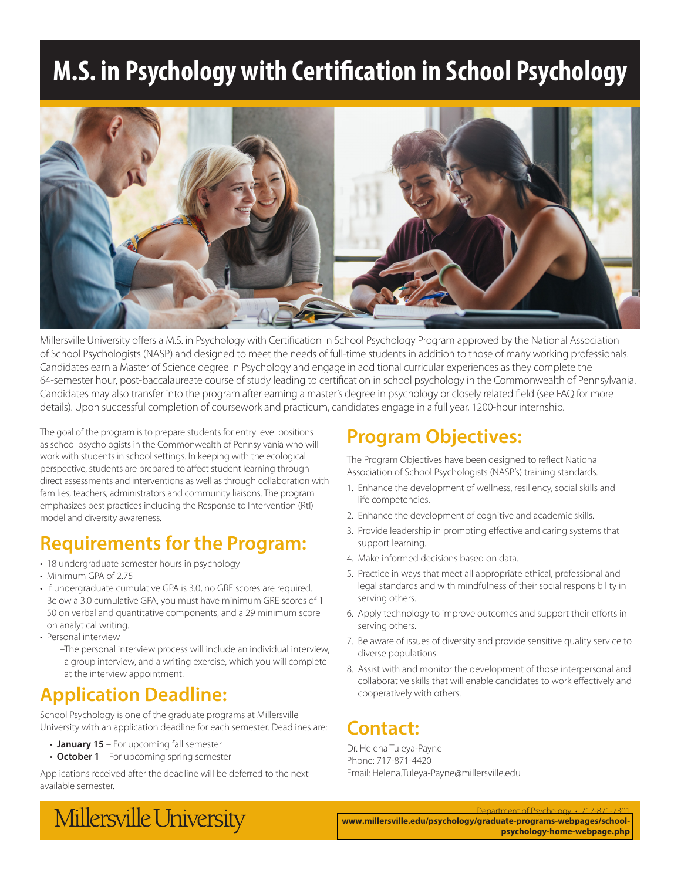# M.S. in Psychology with Certification in School Psychology

Millersville University offers a M.S. in Psychology with Certification in School Psychology Program approved by the National Association of School Psychologists (NASP) and designed to meet the needs of full-time students in addition to those of many working professionals. Candidates earn a Master of Science degree in Psychology and engage in additional curricular experiences as they complete the 64-semester hour, post-baccalaureate course of study leading to certification in school psychology in the Commonwealth of Pennsylvania. Candidates may also transfer into the program after earning a master's degree in psychology or closely related field (see FAQ for more details). Upon successful completion of coursework and practicum, candidates engage in a full year, 1200-hour internship.

The goal of the program is to prepare students for entry level positions as school psychologists in the Commonwealth of Pennsylvania who will work with students in school settings. In keeping with the ecological perspective, students are prepared to affect student learning through direct assessments and interventions as well as through collaboration with families, teachers, administrators and community liaisons. The program emphasizes best practices including the Response to Intervention (RtI) model and diversity awareness.

## Requirements for the Program:

- 18 undergraduate semester hours in psychology
- Minimum GPA of 2.75
- If undergraduate cumulative GPA is 3.0, no GRE scores are required. Below a 3.0 cumulative GPA, you must have minimum GRE scores of 1 50 on verbal and quantitative components, and a 29 minimum score on analytical writing.
- Personal interview
  –The personal interview process will include an individual interview, a group interview, and a writing exercise, which you will complete at the interview appointment.

## Application Deadline:

School Psychology is one of the graduate programs at Millersville University with an application deadline for each semester. Deadlines are:

- **January 15** – For upcoming fall semester
- **October 1** – For upcoming spring semester

Applications received after the deadline will be deferred to the next available semester.

## Program Objectives:

The Program Objectives have been designed to reflect National Association of School Psychologists (NASP's) training standards.

1. Enhance the development of wellness, resiliency, social skills and life competencies.
2. Enhance the development of cognitive and academic skills.
3. Provide leadership in promoting effective and caring systems that support learning.
4. Make informed decisions based on data.
5. Practice in ways that meet all appropriate ethical, professional and legal standards and with mindfulness of their social responsibility in serving others.
6. Apply technology to improve outcomes and support their efforts in serving others.
7. Be aware of issues of diversity and provide sensitive quality service to diverse populations.
8. Assist with and monitor the development of those interpersonal and collaborative skills that will enable candidates to work effectively and cooperatively with others.

## Contact:

Dr. Helena Tuleya-Payne
Phone: 717-871-4420
Email: Helena.Tuleya-Payne@millersville.edu

Millersville University

Department of Psychology • 717-871-7301
**www.millersville.edu/psychology/graduate-programs-webpages/school-psychology-home-webpage.php**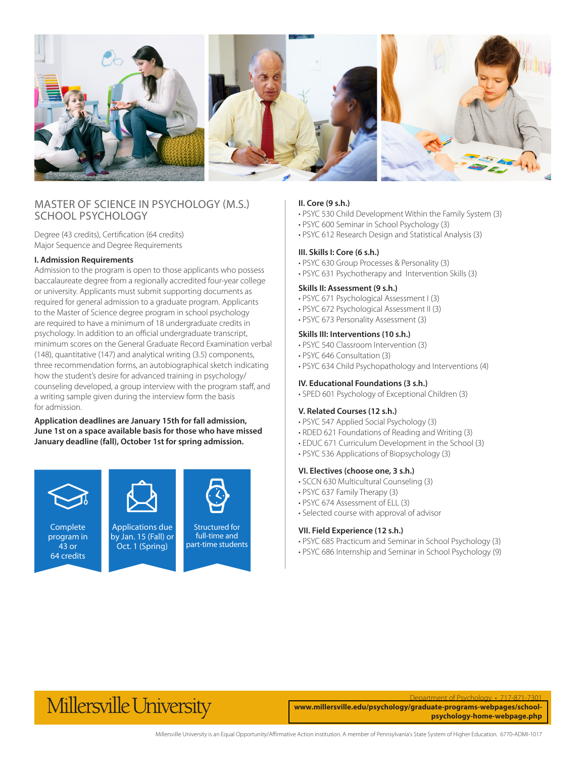## MASTER OF SCIENCE IN PSYCHOLOGY (M.S.) SCHOOL PSYCHOLOGY

Degree (43 credits), Certification (64 credits)
Major Sequence and Degree Requirements

### I. Admission Requirements

Admission to the program is open to those applicants who possess baccalaureate degree from a regionally accredited four-year college or university. Applicants must submit supporting documents as required for general admission to a graduate program. Applicants to the Master of Science degree program in school psychology are required to have a minimum of 18 undergraduate credits in psychology. In addition to an official undergraduate transcript, minimum scores on the General Graduate Record Examination verbal (148), quantitative (147) and analytical writing (3.5) components, three recommendation forms, an autobiographical sketch indicating how the student's desire for advanced training in psychology/counseling developed, a group interview with the program staff, and a writing sample given during the interview form the basis for admission.

**Application deadlines are January 15th for fall admission, June 1st on a space available basis for those who have missed January deadline (fall), October 1st for spring admission.**

Complete program in 43 or 64 credits

Applications due by Jan. 15 (Fall) or Oct. 1 (Spring)

Structured for full-time and part-time students

### II. Core (9 s.h.)

- PSYC 530 Child Development Within the Family System (3)
- PSYC 600 Seminar in School Psychology (3)
- PSYC 612 Research Design and Statistical Analysis (3)

### III. Skills I: Core (6 s.h.)

- PSYC 630 Group Processes & Personality (3)
- PSYC 631 Psychotherapy and Intervention Skills (3)

### Skills II: Assessment (9 s.h.)

- PSYC 671 Psychological Assessment I (3)
- PSYC 672 Psychological Assessment II (3)
- PSYC 673 Personality Assessment (3)

### Skills III: Interventions (10 s.h.)

- PSYC 540 Classroom Intervention (3)
- PSYC 646 Consultation (3)
- PSYC 634 Child Psychopathology and Interventions (4)

### IV. Educational Foundations (3 s.h.)

- SPED 601 Psychology of Exceptional Children (3)

### V. Related Courses (12 s.h.)

- PSYC 547 Applied Social Psychology (3)
- RDED 621 Foundations of Reading and Writing (3)
- EDUC 671 Curriculum Development in the School (3)
- PSYC 536 Applications of Biopsychology (3)

### VI. Electives (choose one, 3 s.h.)

- SCCN 630 Multicultural Counseling (3)
- PSYC 637 Family Therapy (3)
- PSYC 674 Assessment of ELL (3)
- Selected course with approval of advisor

### VII. Field Experience (12 s.h.)

- PSYC 685 Practicum and Seminar in School Psychology (3)
- PSYC 686 Internship and Seminar in School Psychology (9)

Millersville University

Department of Psychology • 717-871-7301
**www.millersville.edu/psychology/graduate-programs-webpages/school-psychology-home-webpage.php**

Millersville University is an Equal Opportunity/Affirmative Action institution. A member of Pennsylvania's State System of Higher Education. 6770-ADMI-1017